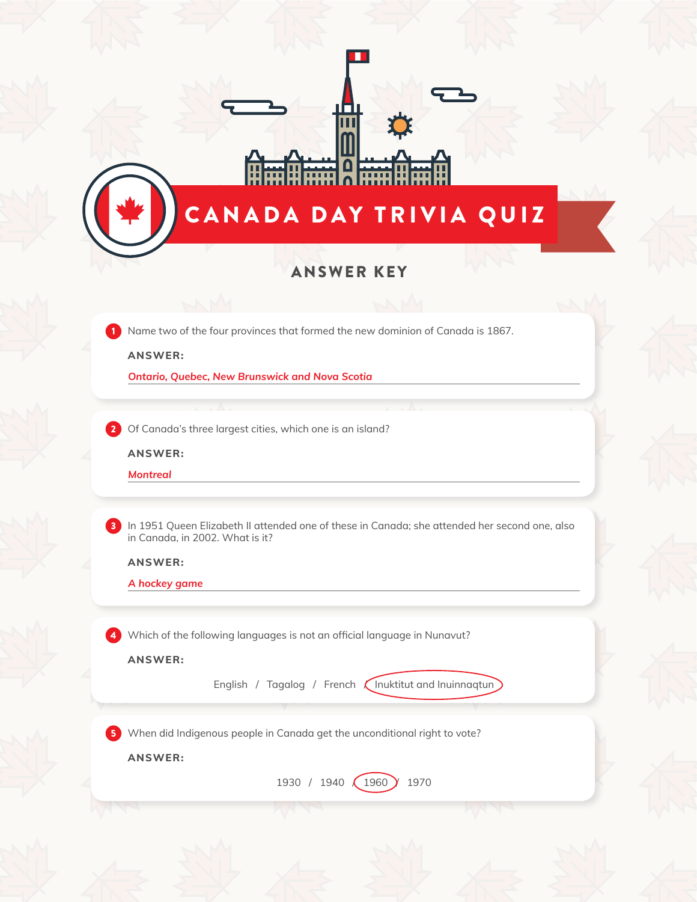# CANADA DAY TRIVIA QUIZ

## ANSWER KEY

1. Name two of the four provinces that formed the new dominion of Canada is 1867.

   **ANSWER:**

   *Ontario, Quebec, New Brunswick and Nova Scotia*

2. Of Canada's three largest cities, which one is an island?

   **ANSWER:**

   *Montreal*

3. In 1951 Queen Elizabeth II attended one of these in Canada; she attended her second one, also in Canada, in 2002. What is it?

   **ANSWER:**

   *A hockey game*

4. Which of the following languages is not an official language in Nunavut?

   **ANSWER:**

   English / Tagalog / French / Inuktitut and Inuinnaqtun (circled)

5. When did Indigenous people in Canada get the unconditional right to vote?

   **ANSWER:**

   1930 / 1940 / 1960 (circled) / 1970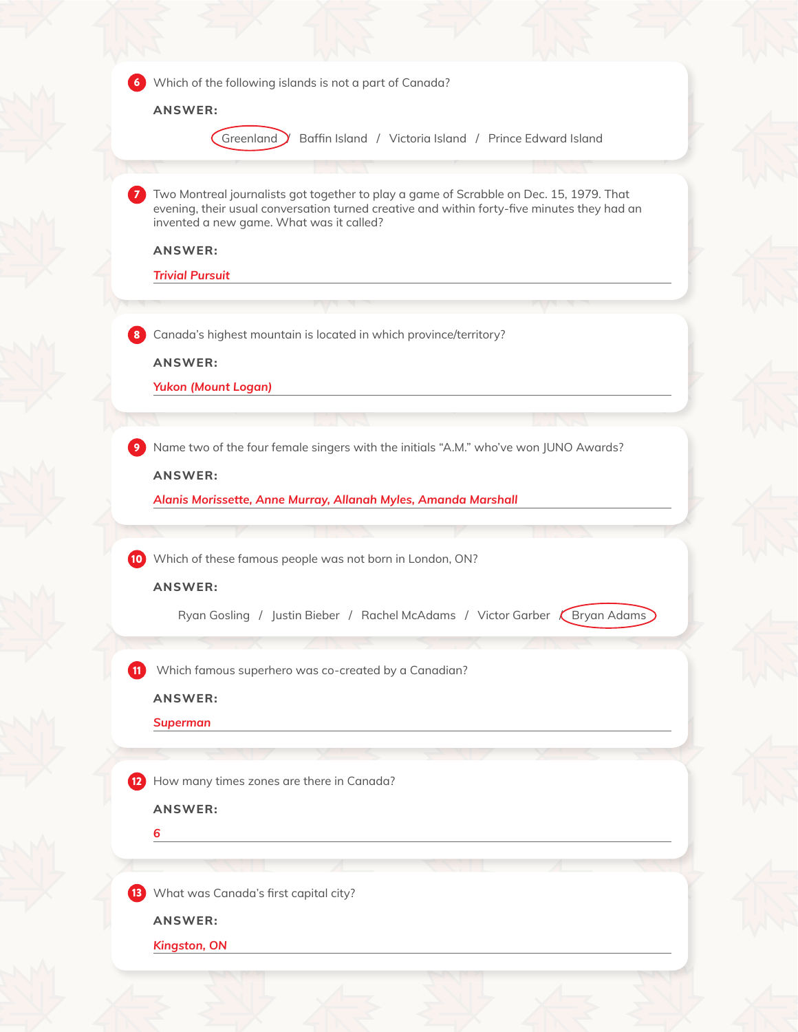6. Which of the following islands is not a part of Canada?

**ANSWER:**

**Greenland** / Baffin Island / Victoria Island / Prince Edward Island

7. Two Montreal journalists got together to play a game of Scrabble on Dec. 15, 1979. That evening, their usual conversation turned creative and within forty-five minutes they had an invented a new game. What was it called?

**ANSWER:**

***Trivial Pursuit***

8. Canada's highest mountain is located in which province/territory?

**ANSWER:**

***Yukon (Mount Logan)***

9. Name two of the four female singers with the initials "A.M." who've won JUNO Awards?

**ANSWER:**

***Alanis Morissette, Anne Murray, Allanah Myles, Amanda Marshall***

10. Which of these famous people was not born in London, ON?

**ANSWER:**

Ryan Gosling / Justin Bieber / Rachel McAdams / Victor Garber / **Bryan Adams**

11. Which famous superhero was co-created by a Canadian?

**ANSWER:**

***Superman***

12. How many times zones are there in Canada?

**ANSWER:**

***6***

13. What was Canada's first capital city?

**ANSWER:**

***Kingston, ON***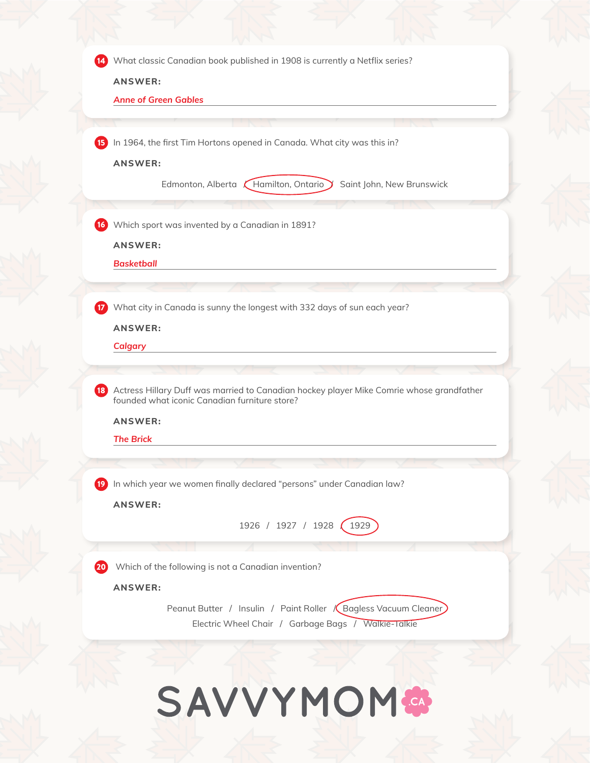14. What classic Canadian book published in 1908 is currently a Netflix series?

**ANSWER:**

*Anne of Green Gables*

15. In 1964, the first Tim Hortons opened in Canada. What city was this in?

**ANSWER:**

Edmonton, Alberta / Hamilton, Ontario / Saint John, New Brunswick

16. Which sport was invented by a Canadian in 1891?

**ANSWER:**

*Basketball*

17. What city in Canada is sunny the longest with 332 days of sun each year?

**ANSWER:**

*Calgary*

18. Actress Hillary Duff was married to Canadian hockey player Mike Comrie whose grandfather founded what iconic Canadian furniture store?

**ANSWER:**

*The Brick*

19. In which year we women finally declared "persons" under Canadian law?

**ANSWER:**

1926 / 1927 / 1928 / 1929

20. Which of the following is not a Canadian invention?

**ANSWER:**

Peanut Butter / Insulin / Paint Roller / Bagless Vacuum Cleaner
Electric Wheel Chair / Garbage Bags / Walkie-Talkie

SAVVYMOM.CA